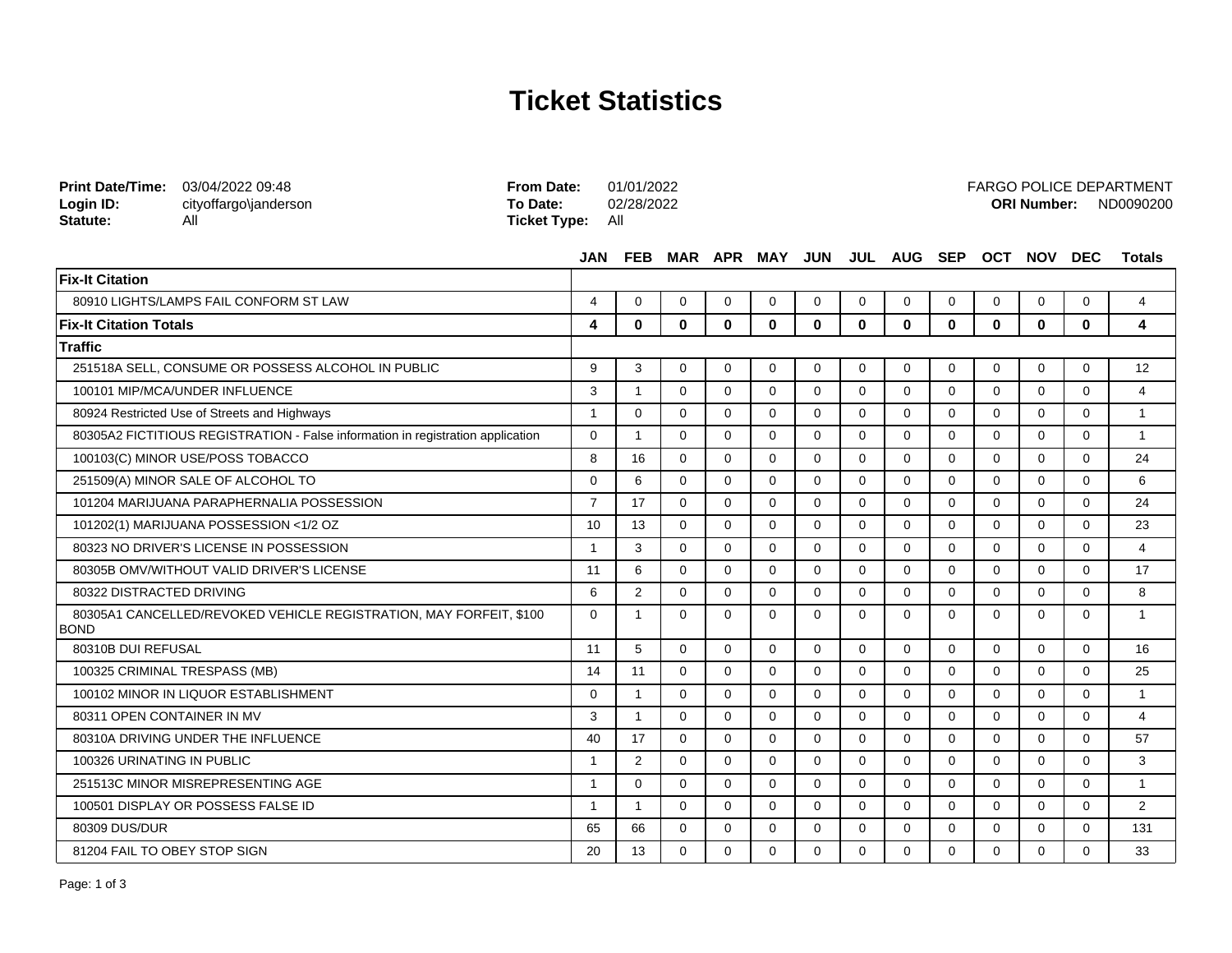# Ticket Statistics

**Print Date/Time:** 03/04/2022 09:48
**Login ID:** cityoffargo\janderson
**Statute:** All

**From Date:** 01/01/2022
**To Date:** 02/28/2022
**Ticket Type:** All

FARGO POLICE DEPARTMENT
**ORI Number:** ND0090200

| | JAN | FEB | MAR | APR | MAY | JUN | JUL | AUG | SEP | OCT | NOV | DEC | Totals |
|---|---|---|---|---|---|---|---|---|---|---|---|---|---|
| **Fix-It Citation** | | | | | | | | | | | | | |
| 80910 LIGHTS/LAMPS FAIL CONFORM ST LAW | 4 | 0 | 0 | 0 | 0 | 0 | 0 | 0 | 0 | 0 | 0 | 0 | 4 |
| **Fix-It Citation Totals** | **4** | **0** | **0** | **0** | **0** | **0** | **0** | **0** | **0** | **0** | **0** | **0** | **4** |
| **Traffic** | | | | | | | | | | | | | |
| 251518A SELL, CONSUME OR POSSESS ALCOHOL IN PUBLIC | 9 | 3 | 0 | 0 | 0 | 0 | 0 | 0 | 0 | 0 | 0 | 0 | 12 |
| 100101 MIP/MCA/UNDER INFLUENCE | 3 | 1 | 0 | 0 | 0 | 0 | 0 | 0 | 0 | 0 | 0 | 0 | 4 |
| 80924 Restricted Use of Streets and Highways | 1 | 0 | 0 | 0 | 0 | 0 | 0 | 0 | 0 | 0 | 0 | 0 | 1 |
| 80305A2 FICTITIOUS REGISTRATION - False information in registration application | 0 | 1 | 0 | 0 | 0 | 0 | 0 | 0 | 0 | 0 | 0 | 0 | 1 |
| 100103(C) MINOR USE/POSS TOBACCO | 8 | 16 | 0 | 0 | 0 | 0 | 0 | 0 | 0 | 0 | 0 | 0 | 24 |
| 251509(A) MINOR SALE OF ALCOHOL TO | 0 | 6 | 0 | 0 | 0 | 0 | 0 | 0 | 0 | 0 | 0 | 0 | 6 |
| 101204 MARIJUANA PARAPHERNALIA POSSESSION | 7 | 17 | 0 | 0 | 0 | 0 | 0 | 0 | 0 | 0 | 0 | 0 | 24 |
| 101202(1) MARIJUANA POSSESSION <1/2 OZ | 10 | 13 | 0 | 0 | 0 | 0 | 0 | 0 | 0 | 0 | 0 | 0 | 23 |
| 80323 NO DRIVER'S LICENSE IN POSSESSION | 1 | 3 | 0 | 0 | 0 | 0 | 0 | 0 | 0 | 0 | 0 | 0 | 4 |
| 80305B OMV/WITHOUT VALID DRIVER'S LICENSE | 11 | 6 | 0 | 0 | 0 | 0 | 0 | 0 | 0 | 0 | 0 | 0 | 17 |
| 80322 DISTRACTED DRIVING | 6 | 2 | 0 | 0 | 0 | 0 | 0 | 0 | 0 | 0 | 0 | 0 | 8 |
| 80305A1 CANCELLED/REVOKED VEHICLE REGISTRATION, MAY FORFEIT, $100 BOND | 0 | 1 | 0 | 0 | 0 | 0 | 0 | 0 | 0 | 0 | 0 | 0 | 1 |
| 80310B DUI REFUSAL | 11 | 5 | 0 | 0 | 0 | 0 | 0 | 0 | 0 | 0 | 0 | 0 | 16 |
| 100325 CRIMINAL TRESPASS (MB) | 14 | 11 | 0 | 0 | 0 | 0 | 0 | 0 | 0 | 0 | 0 | 0 | 25 |
| 100102 MINOR IN LIQUOR ESTABLISHMENT | 0 | 1 | 0 | 0 | 0 | 0 | 0 | 0 | 0 | 0 | 0 | 0 | 1 |
| 80311 OPEN CONTAINER IN MV | 3 | 1 | 0 | 0 | 0 | 0 | 0 | 0 | 0 | 0 | 0 | 0 | 4 |
| 80310A DRIVING UNDER THE INFLUENCE | 40 | 17 | 0 | 0 | 0 | 0 | 0 | 0 | 0 | 0 | 0 | 0 | 57 |
| 100326 URINATING IN PUBLIC | 1 | 2 | 0 | 0 | 0 | 0 | 0 | 0 | 0 | 0 | 0 | 0 | 3 |
| 251513C MINOR MISREPRESENTING AGE | 1 | 0 | 0 | 0 | 0 | 0 | 0 | 0 | 0 | 0 | 0 | 0 | 1 |
| 100501 DISPLAY OR POSSESS FALSE ID | 1 | 1 | 0 | 0 | 0 | 0 | 0 | 0 | 0 | 0 | 0 | 0 | 2 |
| 80309 DUS/DUR | 65 | 66 | 0 | 0 | 0 | 0 | 0 | 0 | 0 | 0 | 0 | 0 | 131 |
| 81204 FAIL TO OBEY STOP SIGN | 20 | 13 | 0 | 0 | 0 | 0 | 0 | 0 | 0 | 0 | 0 | 0 | 33 |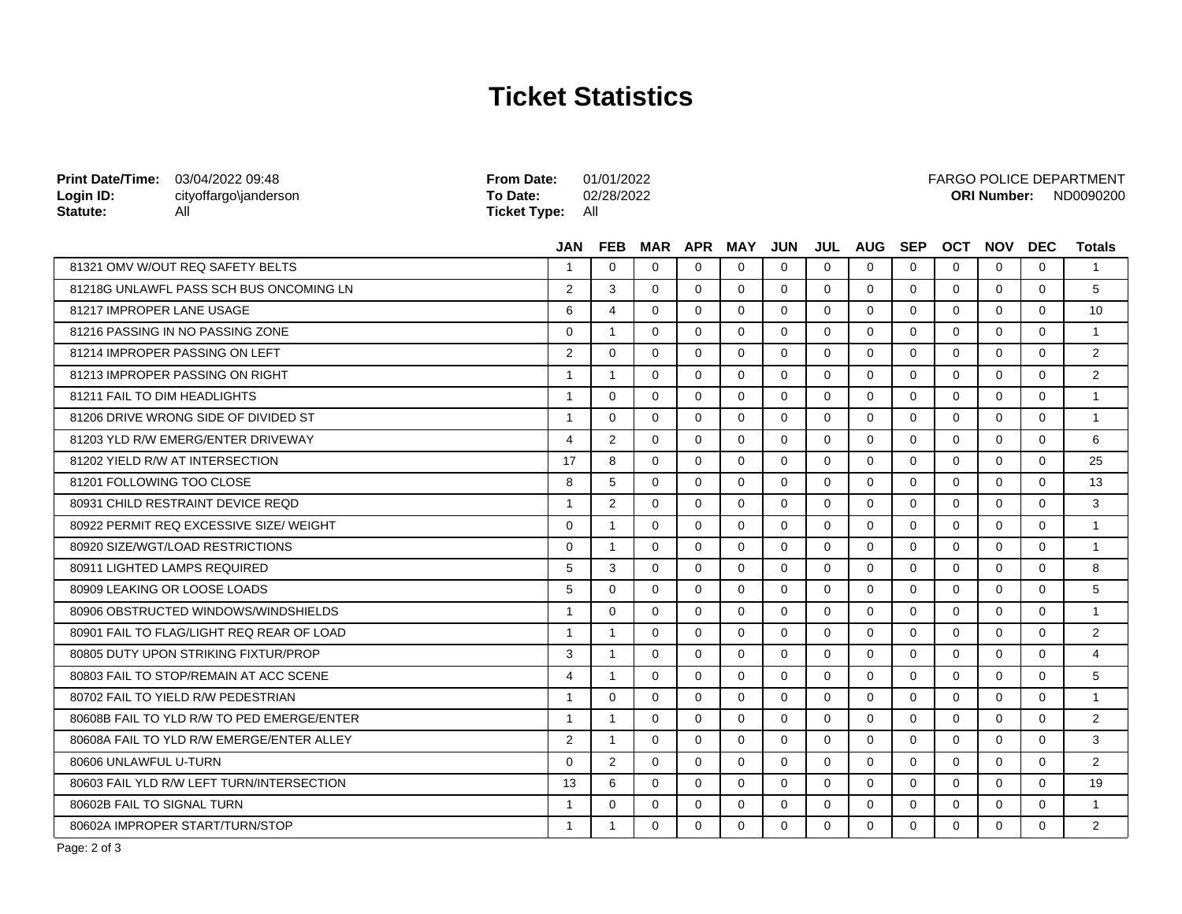# Ticket Statistics

**Print Date/Time:** 03/04/2022 09:48
**Login ID:** cityoffargo\janderson
**Statute:** All

**From Date:** 01/01/2022
**To Date:** 02/28/2022
**Ticket Type:** All

FARGO POLICE DEPARTMENT
**ORI Number:** ND0090200

| | JAN | FEB | MAR | APR | MAY | JUN | JUL | AUG | SEP | OCT | NOV | DEC | Totals |
|---|---|---|---|---|---|---|---|---|---|---|---|---|---|
| 81321 OMV W/OUT REQ SAFETY BELTS | 1 | 0 | 0 | 0 | 0 | 0 | 0 | 0 | 0 | 0 | 0 | 0 | 1 |
| 81218G UNLAWFL PASS SCH BUS ONCOMING LN | 2 | 3 | 0 | 0 | 0 | 0 | 0 | 0 | 0 | 0 | 0 | 0 | 5 |
| 81217 IMPROPER LANE USAGE | 6 | 4 | 0 | 0 | 0 | 0 | 0 | 0 | 0 | 0 | 0 | 0 | 10 |
| 81216 PASSING IN NO PASSING ZONE | 0 | 1 | 0 | 0 | 0 | 0 | 0 | 0 | 0 | 0 | 0 | 0 | 1 |
| 81214 IMPROPER PASSING ON LEFT | 2 | 0 | 0 | 0 | 0 | 0 | 0 | 0 | 0 | 0 | 0 | 0 | 2 |
| 81213 IMPROPER PASSING ON RIGHT | 1 | 1 | 0 | 0 | 0 | 0 | 0 | 0 | 0 | 0 | 0 | 0 | 2 |
| 81211 FAIL TO DIM HEADLIGHTS | 1 | 0 | 0 | 0 | 0 | 0 | 0 | 0 | 0 | 0 | 0 | 0 | 1 |
| 81206 DRIVE WRONG SIDE OF DIVIDED ST | 1 | 0 | 0 | 0 | 0 | 0 | 0 | 0 | 0 | 0 | 0 | 0 | 1 |
| 81203 YLD R/W EMERG/ENTER DRIVEWAY | 4 | 2 | 0 | 0 | 0 | 0 | 0 | 0 | 0 | 0 | 0 | 0 | 6 |
| 81202 YIELD R/W AT INTERSECTION | 17 | 8 | 0 | 0 | 0 | 0 | 0 | 0 | 0 | 0 | 0 | 0 | 25 |
| 81201 FOLLOWING TOO CLOSE | 8 | 5 | 0 | 0 | 0 | 0 | 0 | 0 | 0 | 0 | 0 | 0 | 13 |
| 80931 CHILD RESTRAINT DEVICE REQD | 1 | 2 | 0 | 0 | 0 | 0 | 0 | 0 | 0 | 0 | 0 | 0 | 3 |
| 80922 PERMIT REQ EXCESSIVE SIZE/ WEIGHT | 0 | 1 | 0 | 0 | 0 | 0 | 0 | 0 | 0 | 0 | 0 | 0 | 1 |
| 80920 SIZE/WGT/LOAD RESTRICTIONS | 0 | 1 | 0 | 0 | 0 | 0 | 0 | 0 | 0 | 0 | 0 | 0 | 1 |
| 80911 LIGHTED LAMPS REQUIRED | 5 | 3 | 0 | 0 | 0 | 0 | 0 | 0 | 0 | 0 | 0 | 0 | 8 |
| 80909 LEAKING OR LOOSE LOADS | 5 | 0 | 0 | 0 | 0 | 0 | 0 | 0 | 0 | 0 | 0 | 0 | 5 |
| 80906 OBSTRUCTED WINDOWS/WINDSHIELDS | 1 | 0 | 0 | 0 | 0 | 0 | 0 | 0 | 0 | 0 | 0 | 0 | 1 |
| 80901 FAIL TO FLAG/LIGHT REQ REAR OF LOAD | 1 | 1 | 0 | 0 | 0 | 0 | 0 | 0 | 0 | 0 | 0 | 0 | 2 |
| 80805 DUTY UPON STRIKING FIXTUR/PROP | 3 | 1 | 0 | 0 | 0 | 0 | 0 | 0 | 0 | 0 | 0 | 0 | 4 |
| 80803 FAIL TO STOP/REMAIN AT ACC SCENE | 4 | 1 | 0 | 0 | 0 | 0 | 0 | 0 | 0 | 0 | 0 | 0 | 5 |
| 80702 FAIL TO YIELD R/W PEDESTRIAN | 1 | 0 | 0 | 0 | 0 | 0 | 0 | 0 | 0 | 0 | 0 | 0 | 1 |
| 80608B FAIL TO YLD R/W TO PED EMERGE/ENTER | 1 | 1 | 0 | 0 | 0 | 0 | 0 | 0 | 0 | 0 | 0 | 0 | 2 |
| 80608A FAIL TO YLD R/W EMERGE/ENTER ALLEY | 2 | 1 | 0 | 0 | 0 | 0 | 0 | 0 | 0 | 0 | 0 | 0 | 3 |
| 80606 UNLAWFUL U-TURN | 0 | 2 | 0 | 0 | 0 | 0 | 0 | 0 | 0 | 0 | 0 | 0 | 2 |
| 80603 FAIL YLD R/W LEFT TURN/INTERSECTION | 13 | 6 | 0 | 0 | 0 | 0 | 0 | 0 | 0 | 0 | 0 | 0 | 19 |
| 80602B FAIL TO SIGNAL TURN | 1 | 0 | 0 | 0 | 0 | 0 | 0 | 0 | 0 | 0 | 0 | 0 | 1 |
| 80602A IMPROPER START/TURN/STOP | 1 | 1 | 0 | 0 | 0 | 0 | 0 | 0 | 0 | 0 | 0 | 0 | 2 |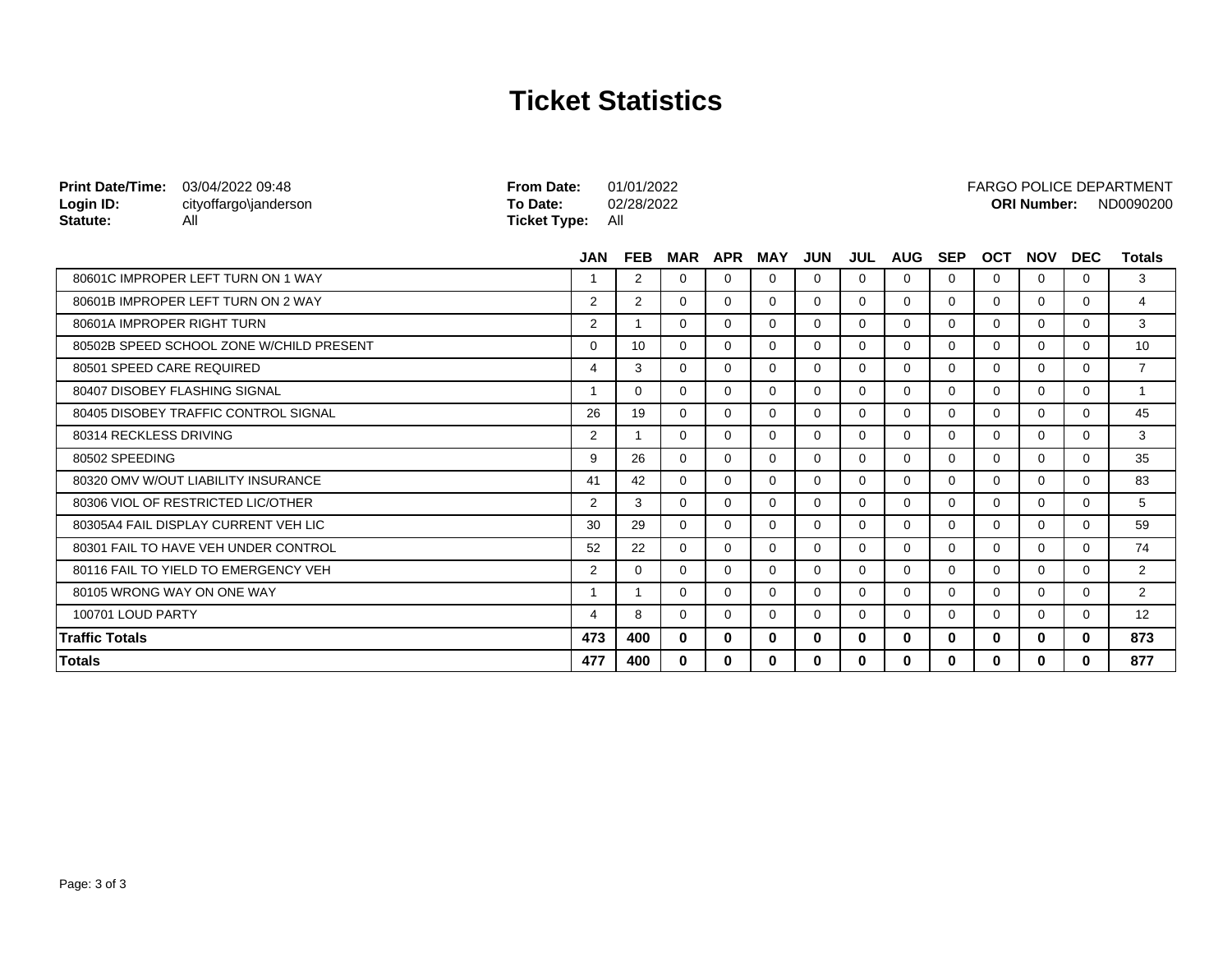# Ticket Statistics

**Print Date/Time:** 03/04/2022 09:48
**Login ID:** cityoffargo\janderson
**Statute:** All

**From Date:** 01/01/2022
**To Date:** 02/28/2022
**Ticket Type:** All

FARGO POLICE DEPARTMENT
**ORI Number:** ND0090200

| | JAN | FEB | MAR | APR | MAY | JUN | JUL | AUG | SEP | OCT | NOV | DEC | Totals |
|---|---|---|---|---|---|---|---|---|---|---|---|---|---|
| 80601C IMPROPER LEFT TURN ON 1 WAY | 1 | 2 | 0 | 0 | 0 | 0 | 0 | 0 | 0 | 0 | 0 | 0 | 3 |
| 80601B IMPROPER LEFT TURN ON 2 WAY | 2 | 2 | 0 | 0 | 0 | 0 | 0 | 0 | 0 | 0 | 0 | 0 | 4 |
| 80601A IMPROPER RIGHT TURN | 2 | 1 | 0 | 0 | 0 | 0 | 0 | 0 | 0 | 0 | 0 | 0 | 3 |
| 80502B SPEED SCHOOL ZONE W/CHILD PRESENT | 0 | 10 | 0 | 0 | 0 | 0 | 0 | 0 | 0 | 0 | 0 | 0 | 10 |
| 80501 SPEED CARE REQUIRED | 4 | 3 | 0 | 0 | 0 | 0 | 0 | 0 | 0 | 0 | 0 | 0 | 7 |
| 80407 DISOBEY FLASHING SIGNAL | 1 | 0 | 0 | 0 | 0 | 0 | 0 | 0 | 0 | 0 | 0 | 0 | 1 |
| 80405 DISOBEY TRAFFIC CONTROL SIGNAL | 26 | 19 | 0 | 0 | 0 | 0 | 0 | 0 | 0 | 0 | 0 | 0 | 45 |
| 80314 RECKLESS DRIVING | 2 | 1 | 0 | 0 | 0 | 0 | 0 | 0 | 0 | 0 | 0 | 0 | 3 |
| 80502 SPEEDING | 9 | 26 | 0 | 0 | 0 | 0 | 0 | 0 | 0 | 0 | 0 | 0 | 35 |
| 80320 OMV W/OUT LIABILITY INSURANCE | 41 | 42 | 0 | 0 | 0 | 0 | 0 | 0 | 0 | 0 | 0 | 0 | 83 |
| 80306 VIOL OF RESTRICTED LIC/OTHER | 2 | 3 | 0 | 0 | 0 | 0 | 0 | 0 | 0 | 0 | 0 | 0 | 5 |
| 80305A4 FAIL DISPLAY CURRENT VEH LIC | 30 | 29 | 0 | 0 | 0 | 0 | 0 | 0 | 0 | 0 | 0 | 0 | 59 |
| 80301 FAIL TO HAVE VEH UNDER CONTROL | 52 | 22 | 0 | 0 | 0 | 0 | 0 | 0 | 0 | 0 | 0 | 0 | 74 |
| 80116 FAIL TO YIELD TO EMERGENCY VEH | 2 | 0 | 0 | 0 | 0 | 0 | 0 | 0 | 0 | 0 | 0 | 0 | 2 |
| 80105 WRONG WAY ON ONE WAY | 1 | 1 | 0 | 0 | 0 | 0 | 0 | 0 | 0 | 0 | 0 | 0 | 2 |
| 100701 LOUD PARTY | 4 | 8 | 0 | 0 | 0 | 0 | 0 | 0 | 0 | 0 | 0 | 0 | 12 |
| **Traffic Totals** | **473** | **400** | **0** | **0** | **0** | **0** | **0** | **0** | **0** | **0** | **0** | **0** | **873** |
| **Totals** | **477** | **400** | **0** | **0** | **0** | **0** | **0** | **0** | **0** | **0** | **0** | **0** | **877** |